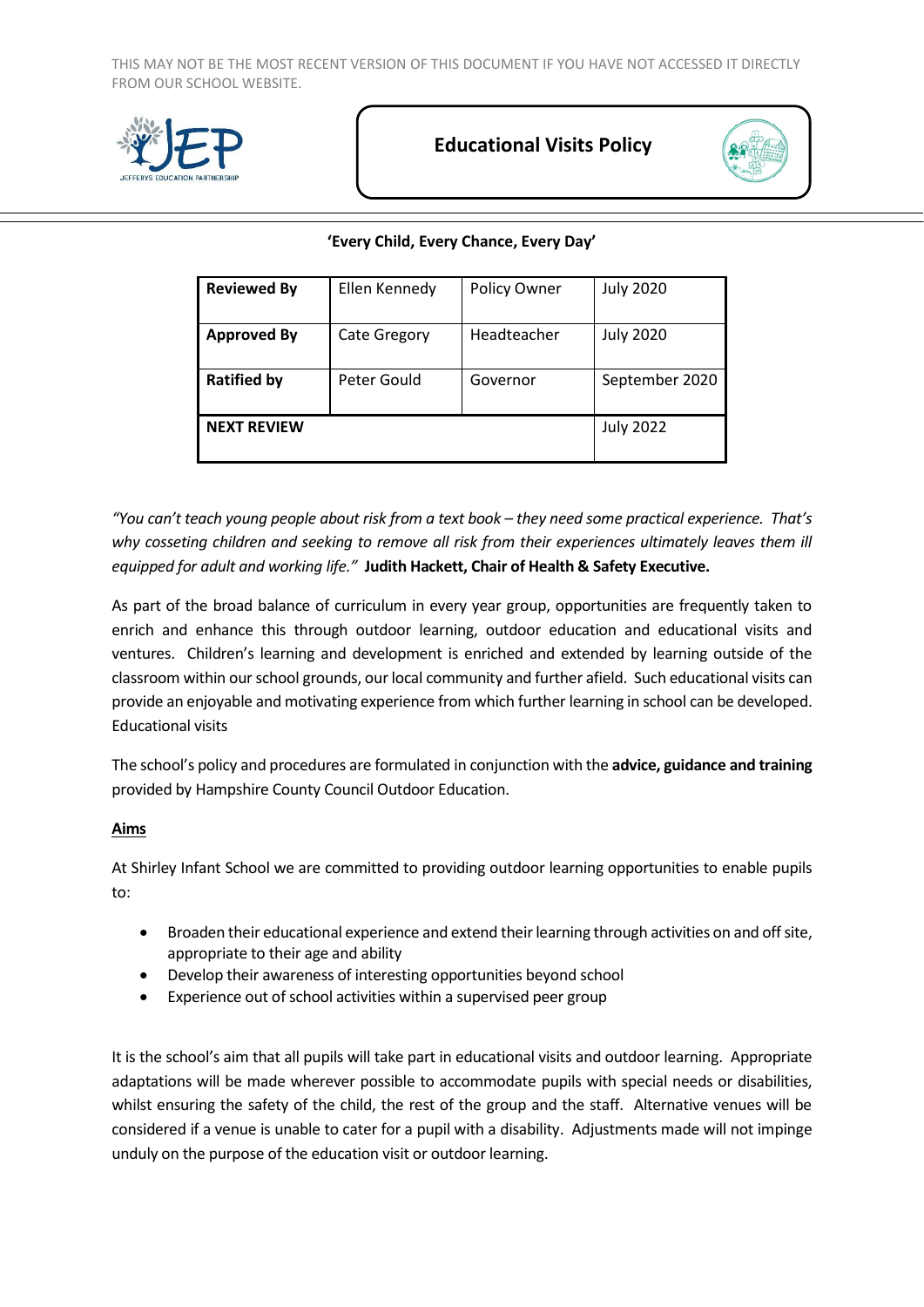THIS MAY NOT BE THE MOST RECENT VERSION OF THIS DOCUMENT IF YOU HAVE NOT ACCESSED IT DIRECTLY FROM OUR SCHOOL WEBSITE.

# Educational Visits Policy

**'Every Child, Every Chance, Every Day'**

| **Reviewed By** | Ellen Kennedy | Policy Owner | July 2020 |
|---|---|---|---|
| **Approved By** | Cate Gregory | Headteacher | July 2020 |
| **Ratified by** | Peter Gould | Governor | September 2020 |
| **NEXT REVIEW** | | | July 2022 |

*"You can't teach young people about risk from a text book – they need some practical experience. That's why cosseting children and seeking to remove all risk from their experiences ultimately leaves them ill equipped for adult and working life."* **Judith Hackett, Chair of Health & Safety Executive.**

As part of the broad balance of curriculum in every year group, opportunities are frequently taken to enrich and enhance this through outdoor learning, outdoor education and educational visits and ventures. Children's learning and development is enriched and extended by learning outside of the classroom within our school grounds, our local community and further afield. Such educational visits can provide an enjoyable and motivating experience from which further learning in school can be developed. Educational visits

The school's policy and procedures are formulated in conjunction with the **advice, guidance and training** provided by Hampshire County Council Outdoor Education.

## Aims

At Shirley Infant School we are committed to providing outdoor learning opportunities to enable pupils to:

- Broaden their educational experience and extend their learning through activities on and off site, appropriate to their age and ability
- Develop their awareness of interesting opportunities beyond school
- Experience out of school activities within a supervised peer group

It is the school's aim that all pupils will take part in educational visits and outdoor learning. Appropriate adaptations will be made wherever possible to accommodate pupils with special needs or disabilities, whilst ensuring the safety of the child, the rest of the group and the staff. Alternative venues will be considered if a venue is unable to cater for a pupil with a disability. Adjustments made will not impinge unduly on the purpose of the education visit or outdoor learning.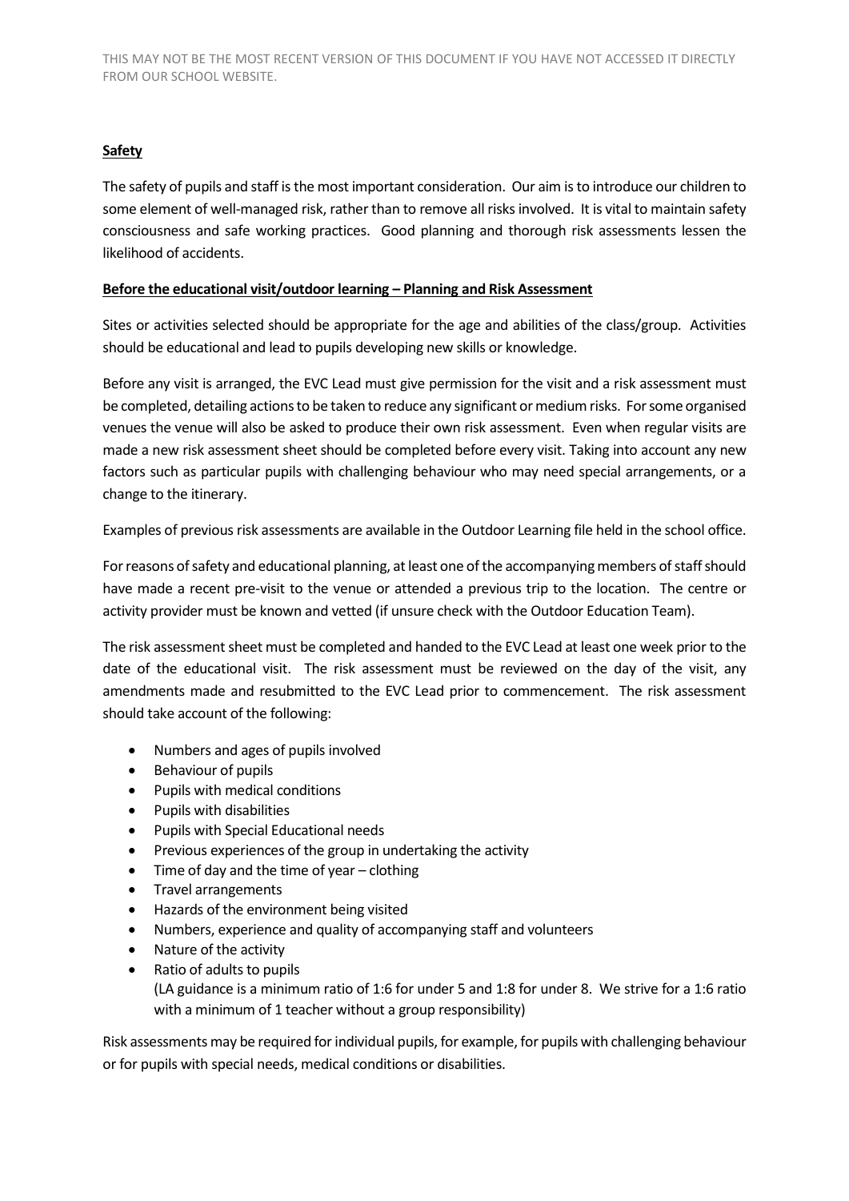**Safety**

The safety of pupils and staff is the most important consideration. Our aim is to introduce our children to some element of well-managed risk, rather than to remove all risks involved. It is vital to maintain safety consciousness and safe working practices. Good planning and thorough risk assessments lessen the likelihood of accidents.

**Before the educational visit/outdoor learning – Planning and Risk Assessment**

Sites or activities selected should be appropriate for the age and abilities of the class/group. Activities should be educational and lead to pupils developing new skills or knowledge.

Before any visit is arranged, the EVC Lead must give permission for the visit and a risk assessment must be completed, detailing actions to be taken to reduce any significant or medium risks. For some organised venues the venue will also be asked to produce their own risk assessment. Even when regular visits are made a new risk assessment sheet should be completed before every visit. Taking into account any new factors such as particular pupils with challenging behaviour who may need special arrangements, or a change to the itinerary.

Examples of previous risk assessments are available in the Outdoor Learning file held in the school office.

For reasons of safety and educational planning, at least one of the accompanying members of staff should have made a recent pre-visit to the venue or attended a previous trip to the location. The centre or activity provider must be known and vetted (if unsure check with the Outdoor Education Team).

The risk assessment sheet must be completed and handed to the EVC Lead at least one week prior to the date of the educational visit. The risk assessment must be reviewed on the day of the visit, any amendments made and resubmitted to the EVC Lead prior to commencement. The risk assessment should take account of the following:

- Numbers and ages of pupils involved
- Behaviour of pupils
- Pupils with medical conditions
- Pupils with disabilities
- Pupils with Special Educational needs
- Previous experiences of the group in undertaking the activity
- Time of day and the time of year – clothing
- Travel arrangements
- Hazards of the environment being visited
- Numbers, experience and quality of accompanying staff and volunteers
- Nature of the activity
- Ratio of adults to pupils
  (LA guidance is a minimum ratio of 1:6 for under 5 and 1:8 for under 8. We strive for a 1:6 ratio with a minimum of 1 teacher without a group responsibility)

Risk assessments may be required for individual pupils, for example, for pupils with challenging behaviour or for pupils with special needs, medical conditions or disabilities.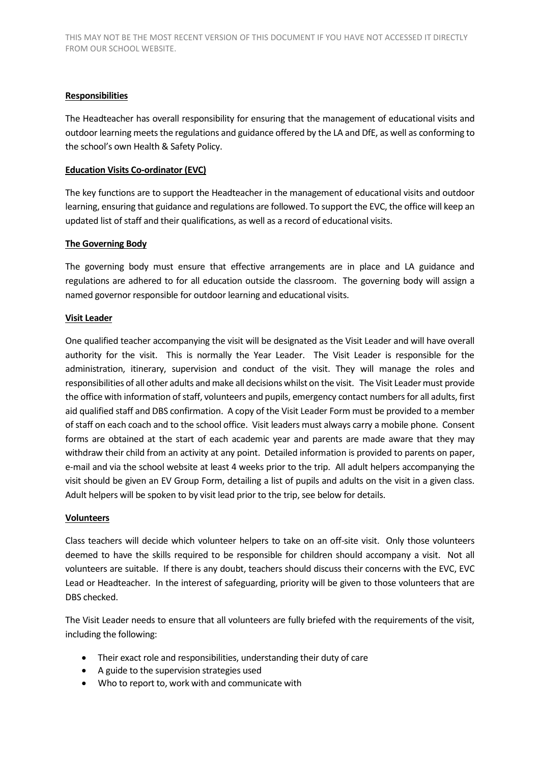**Responsibilities**

The Headteacher has overall responsibility for ensuring that the management of educational visits and outdoor learning meets the regulations and guidance offered by the LA and DfE, as well as conforming to the school's own Health & Safety Policy.

**Education Visits Co-ordinator (EVC)**

The key functions are to support the Headteacher in the management of educational visits and outdoor learning, ensuring that guidance and regulations are followed. To support the EVC, the office will keep an updated list of staff and their qualifications, as well as a record of educational visits.

**The Governing Body**

The governing body must ensure that effective arrangements are in place and LA guidance and regulations are adhered to for all education outside the classroom. The governing body will assign a named governor responsible for outdoor learning and educational visits.

**Visit Leader**

One qualified teacher accompanying the visit will be designated as the Visit Leader and will have overall authority for the visit. This is normally the Year Leader. The Visit Leader is responsible for the administration, itinerary, supervision and conduct of the visit. They will manage the roles and responsibilities of all other adults and make all decisions whilst on the visit. The Visit Leader must provide the office with information of staff, volunteers and pupils, emergency contact numbers for all adults, first aid qualified staff and DBS confirmation. A copy of the Visit Leader Form must be provided to a member of staff on each coach and to the school office. Visit leaders must always carry a mobile phone. Consent forms are obtained at the start of each academic year and parents are made aware that they may withdraw their child from an activity at any point. Detailed information is provided to parents on paper, e-mail and via the school website at least 4 weeks prior to the trip. All adult helpers accompanying the visit should be given an EV Group Form, detailing a list of pupils and adults on the visit in a given class. Adult helpers will be spoken to by visit lead prior to the trip, see below for details.

**Volunteers**

Class teachers will decide which volunteer helpers to take on an off-site visit. Only those volunteers deemed to have the skills required to be responsible for children should accompany a visit. Not all volunteers are suitable. If there is any doubt, teachers should discuss their concerns with the EVC, EVC Lead or Headteacher. In the interest of safeguarding, priority will be given to those volunteers that are DBS checked.

The Visit Leader needs to ensure that all volunteers are fully briefed with the requirements of the visit, including the following:

- Their exact role and responsibilities, understanding their duty of care
- A guide to the supervision strategies used
- Who to report to, work with and communicate with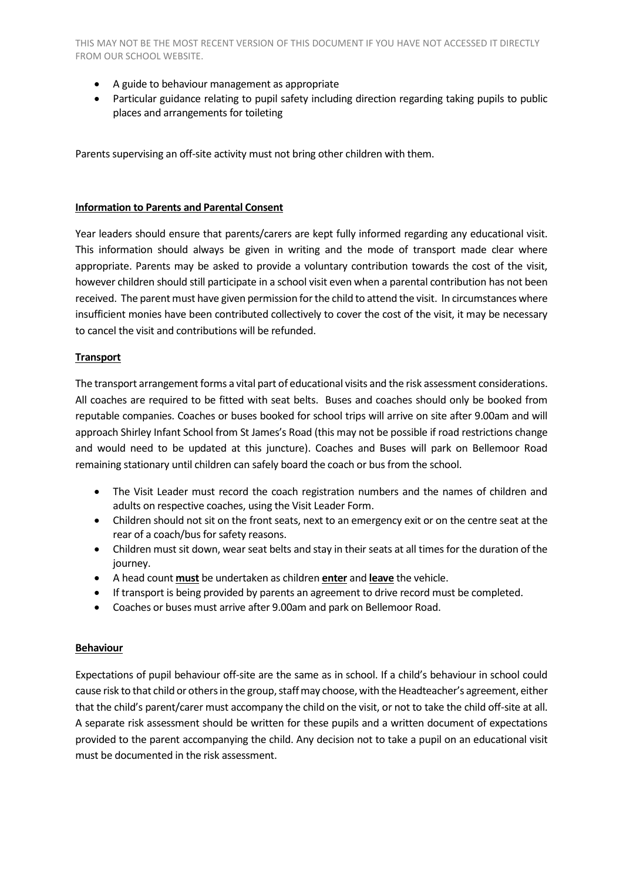- A guide to behaviour management as appropriate
- Particular guidance relating to pupil safety including direction regarding taking pupils to public places and arrangements for toileting

Parents supervising an off-site activity must not bring other children with them.

**Information to Parents and Parental Consent**

Year leaders should ensure that parents/carers are kept fully informed regarding any educational visit. This information should always be given in writing and the mode of transport made clear where appropriate. Parents may be asked to provide a voluntary contribution towards the cost of the visit, however children should still participate in a school visit even when a parental contribution has not been received. The parent must have given permission for the child to attend the visit. In circumstances where insufficient monies have been contributed collectively to cover the cost of the visit, it may be necessary to cancel the visit and contributions will be refunded.

**Transport**

The transport arrangement forms a vital part of educational visits and the risk assessment considerations. All coaches are required to be fitted with seat belts. Buses and coaches should only be booked from reputable companies. Coaches or buses booked for school trips will arrive on site after 9.00am and will approach Shirley Infant School from St James's Road (this may not be possible if road restrictions change and would need to be updated at this juncture). Coaches and Buses will park on Bellemoor Road remaining stationary until children can safely board the coach or bus from the school.

- The Visit Leader must record the coach registration numbers and the names of children and adults on respective coaches, using the Visit Leader Form.
- Children should not sit on the front seats, next to an emergency exit or on the centre seat at the rear of a coach/bus for safety reasons.
- Children must sit down, wear seat belts and stay in their seats at all times for the duration of the journey.
- A head count **must** be undertaken as children **enter** and **leave** the vehicle.
- If transport is being provided by parents an agreement to drive record must be completed.
- Coaches or buses must arrive after 9.00am and park on Bellemoor Road.

**Behaviour**

Expectations of pupil behaviour off-site are the same as in school. If a child's behaviour in school could cause risk to that child or others in the group, staff may choose, with the Headteacher's agreement, either that the child's parent/carer must accompany the child on the visit, or not to take the child off-site at all. A separate risk assessment should be written for these pupils and a written document of expectations provided to the parent accompanying the child. Any decision not to take a pupil on an educational visit must be documented in the risk assessment.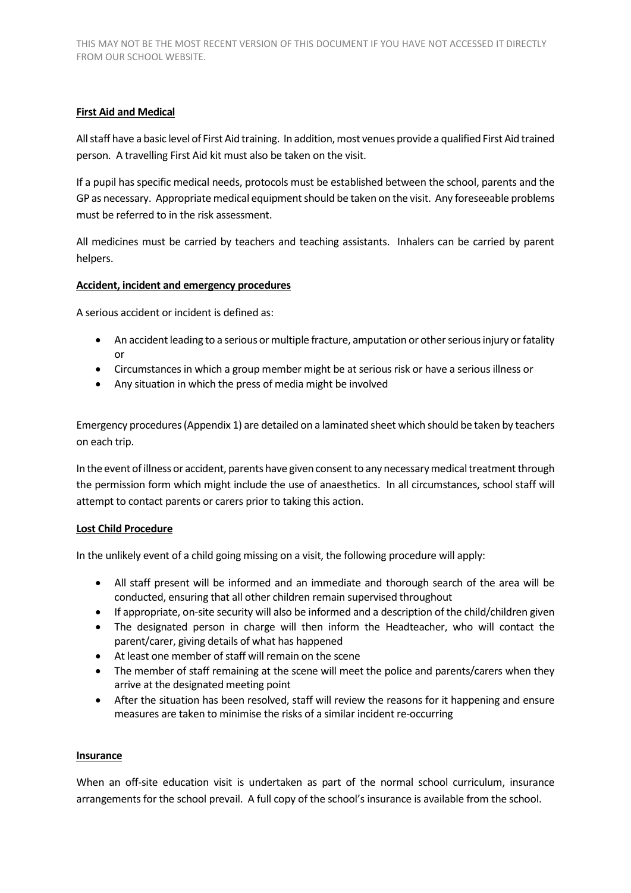**First Aid and Medical**

All staff have a basic level of First Aid training. In addition, most venues provide a qualified First Aid trained person. A travelling First Aid kit must also be taken on the visit.

If a pupil has specific medical needs, protocols must be established between the school, parents and the GP as necessary. Appropriate medical equipment should be taken on the visit. Any foreseeable problems must be referred to in the risk assessment.

All medicines must be carried by teachers and teaching assistants. Inhalers can be carried by parent helpers.

**Accident, incident and emergency procedures**

A serious accident or incident is defined as:

- An accident leading to a serious or multiple fracture, amputation or other serious injury or fatality or
- Circumstances in which a group member might be at serious risk or have a serious illness or
- Any situation in which the press of media might be involved

Emergency procedures (Appendix 1) are detailed on a laminated sheet which should be taken by teachers on each trip.

In the event of illness or accident, parents have given consent to any necessary medical treatment through the permission form which might include the use of anaesthetics. In all circumstances, school staff will attempt to contact parents or carers prior to taking this action.

**Lost Child Procedure**

In the unlikely event of a child going missing on a visit, the following procedure will apply:

- All staff present will be informed and an immediate and thorough search of the area will be conducted, ensuring that all other children remain supervised throughout
- If appropriate, on-site security will also be informed and a description of the child/children given
- The designated person in charge will then inform the Headteacher, who will contact the parent/carer, giving details of what has happened
- At least one member of staff will remain on the scene
- The member of staff remaining at the scene will meet the police and parents/carers when they arrive at the designated meeting point
- After the situation has been resolved, staff will review the reasons for it happening and ensure measures are taken to minimise the risks of a similar incident re-occurring

**Insurance**

When an off-site education visit is undertaken as part of the normal school curriculum, insurance arrangements for the school prevail. A full copy of the school's insurance is available from the school.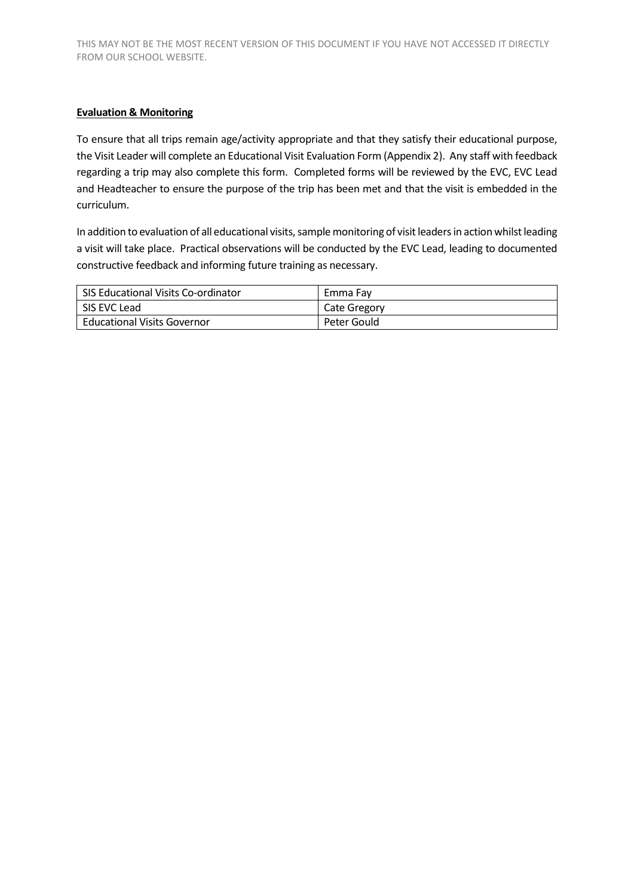**Evaluation & Monitoring**

To ensure that all trips remain age/activity appropriate and that they satisfy their educational purpose, the Visit Leader will complete an Educational Visit Evaluation Form (Appendix 2). Any staff with feedback regarding a trip may also complete this form. Completed forms will be reviewed by the EVC, EVC Lead and Headteacher to ensure the purpose of the trip has been met and that the visit is embedded in the curriculum.

In addition to evaluation of all educational visits, sample monitoring of visit leaders in action whilst leading a visit will take place. Practical observations will be conducted by the EVC Lead, leading to documented constructive feedback and informing future training as necessary.

| | |
|---|---|
| SIS Educational Visits Co-ordinator | Emma Fay |
| SIS EVC Lead | Cate Gregory |
| Educational Visits Governor | Peter Gould |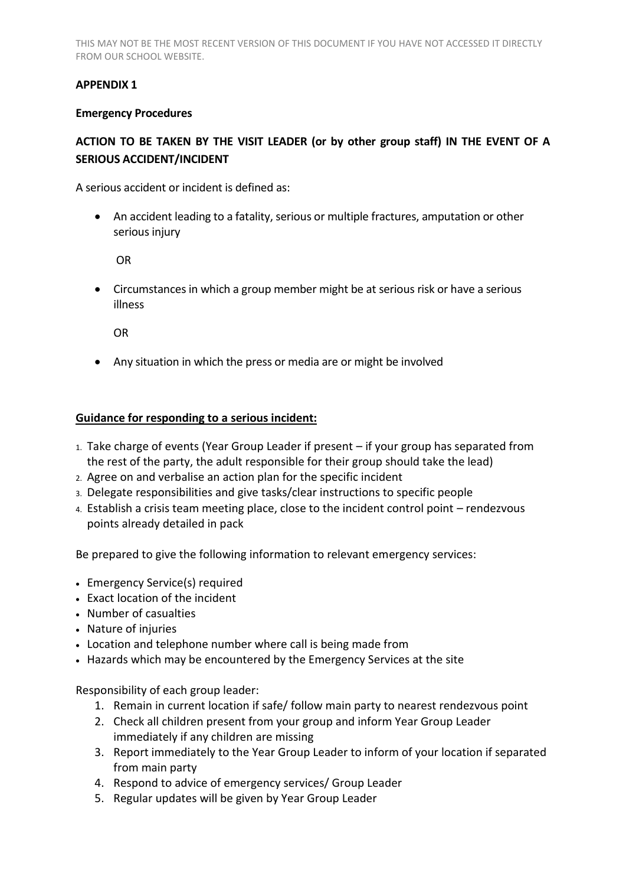**APPENDIX 1**

**Emergency Procedures**

**ACTION TO BE TAKEN BY THE VISIT LEADER (or by other group staff) IN THE EVENT OF A SERIOUS ACCIDENT/INCIDENT**

A serious accident or incident is defined as:

- An accident leading to a fatality, serious or multiple fractures, amputation or other serious injury

  OR

- Circumstances in which a group member might be at serious risk or have a serious illness

  OR

- Any situation in which the press or media are or might be involved

**Guidance for responding to a serious incident:**

1. Take charge of events (Year Group Leader if present – if your group has separated from the rest of the party, the adult responsible for their group should take the lead)
2. Agree on and verbalise an action plan for the specific incident
3. Delegate responsibilities and give tasks/clear instructions to specific people
4. Establish a crisis team meeting place, close to the incident control point – rendezvous points already detailed in pack

Be prepared to give the following information to relevant emergency services:

- Emergency Service(s) required
- Exact location of the incident
- Number of casualties
- Nature of injuries
- Location and telephone number where call is being made from
- Hazards which may be encountered by the Emergency Services at the site

Responsibility of each group leader:

1. Remain in current location if safe/ follow main party to nearest rendezvous point
2. Check all children present from your group and inform Year Group Leader immediately if any children are missing
3. Report immediately to the Year Group Leader to inform of your location if separated from main party
4. Respond to advice of emergency services/ Group Leader
5. Regular updates will be given by Year Group Leader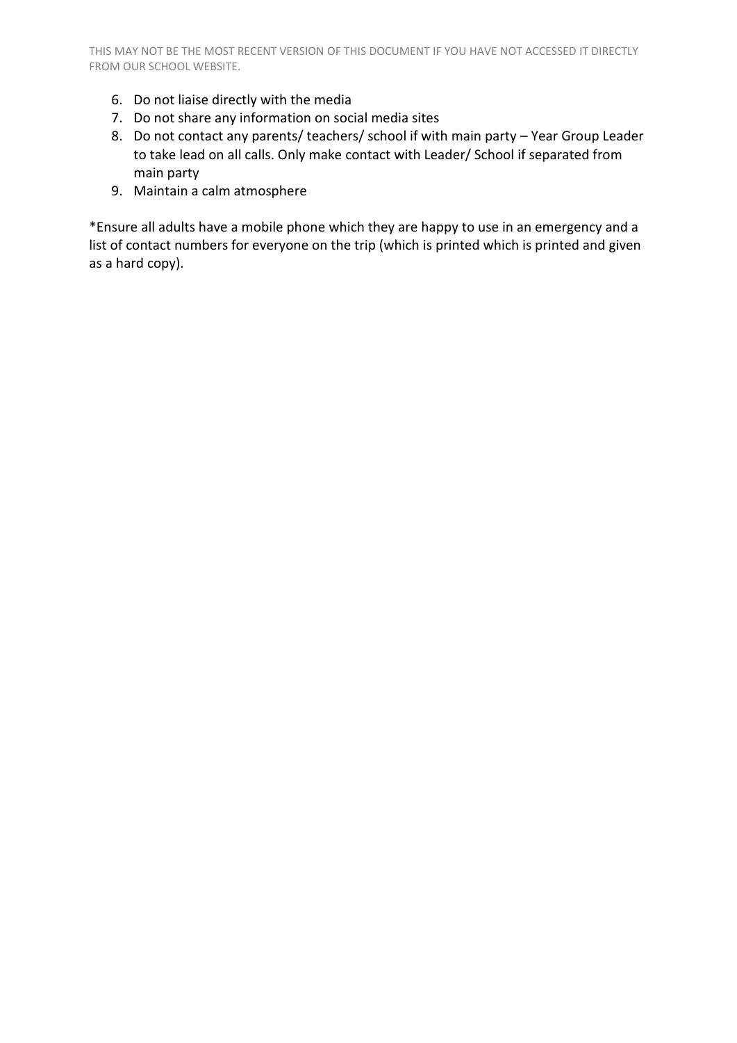6. Do not liaise directly with the media
7. Do not share any information on social media sites
8. Do not contact any parents/ teachers/ school if with main party – Year Group Leader to take lead on all calls. Only make contact with Leader/ School if separated from main party
9. Maintain a calm atmosphere

*Ensure all adults have a mobile phone which they are happy to use in an emergency and a list of contact numbers for everyone on the trip (which is printed which is printed and given as a hard copy).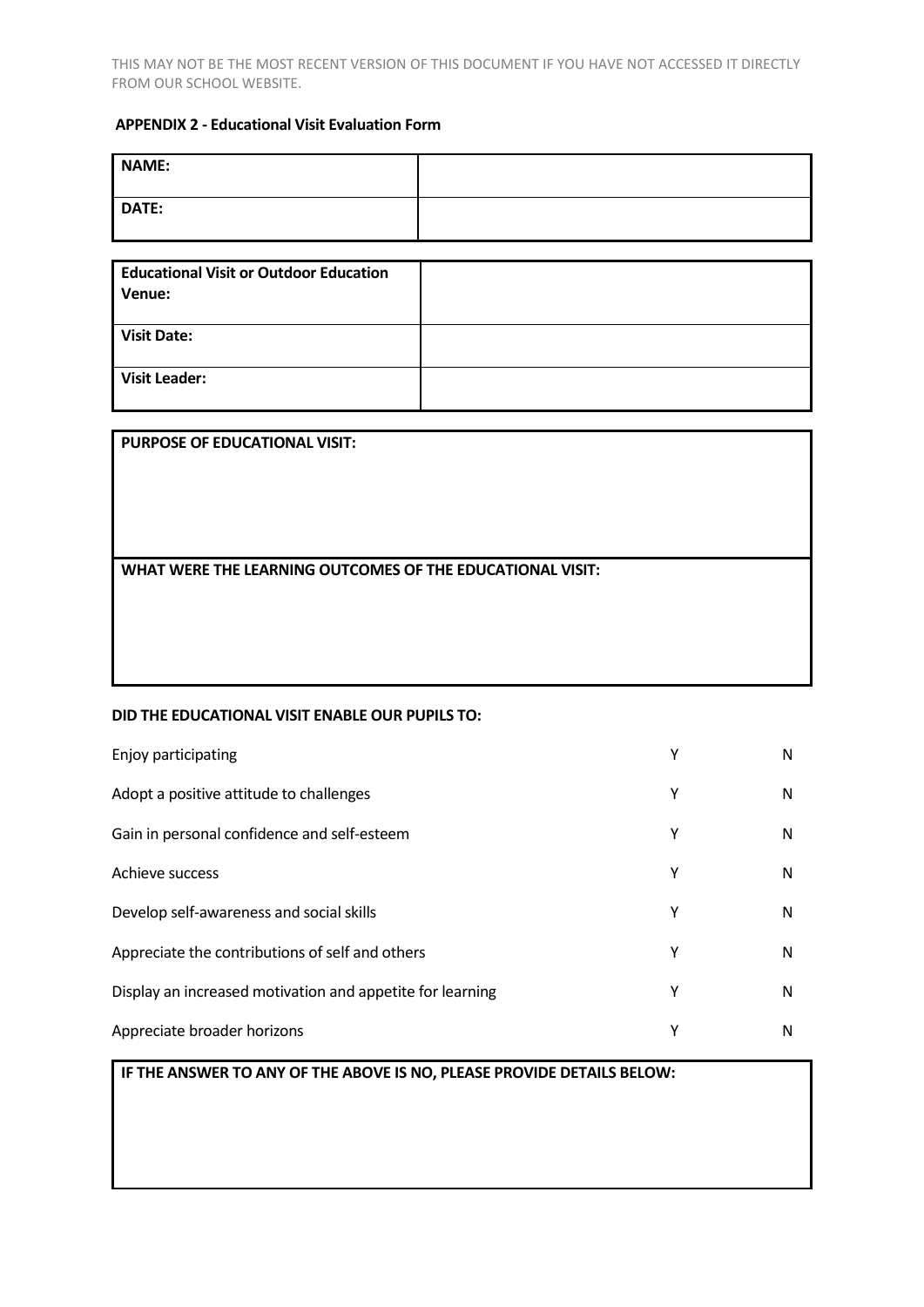THIS MAY NOT BE THE MOST RECENT VERSION OF THIS DOCUMENT IF YOU HAVE NOT ACCESSED IT DIRECTLY FROM OUR SCHOOL WEBSITE.

**APPENDIX 2 - Educational Visit Evaluation Form**

| **NAME:** | |
|---|---|
| **DATE:** | |

| **Educational Visit or Outdoor Education Venue:** | |
|---|---|
| **Visit Date:** | |
| **Visit Leader:** | |

| **PURPOSE OF EDUCATIONAL VISIT:** |
|---|
| |
| **WHAT WERE THE LEARNING OUTCOMES OF THE EDUCATIONAL VISIT:** |
| |

**DID THE EDUCATIONAL VISIT ENABLE OUR PUPILS TO:**

| | | |
|---|---|---|
| Enjoy participating | Y | N |
| Adopt a positive attitude to challenges | Y | N |
| Gain in personal confidence and self-esteem | Y | N |
| Achieve success | Y | N |
| Develop self-awareness and social skills | Y | N |
| Appreciate the contributions of self and others | Y | N |
| Display an increased motivation and appetite for learning | Y | N |
| Appreciate broader horizons | Y | N |

| **IF THE ANSWER TO ANY OF THE ABOVE IS NO, PLEASE PROVIDE DETAILS BELOW:** |
|---|
| |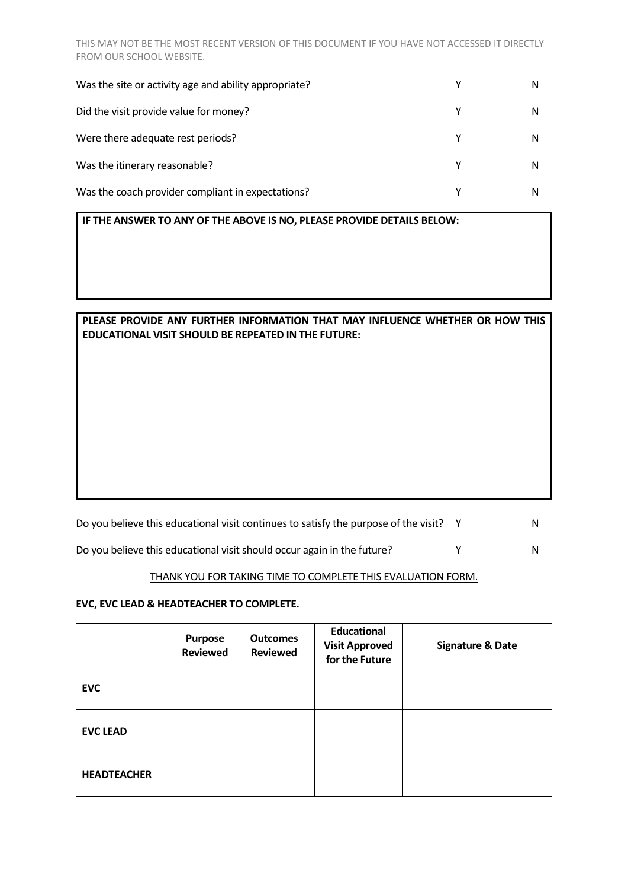THIS MAY NOT BE THE MOST RECENT VERSION OF THIS DOCUMENT IF YOU HAVE NOT ACCESSED IT DIRECTLY FROM OUR SCHOOL WEBSITE.

| | | |
|---|---|---|
| Was the site or activity age and ability appropriate? | Y | N |
| Did the visit provide value for money? | Y | N |
| Were there adequate rest periods? | Y | N |
| Was the itinerary reasonable? | Y | N |
| Was the coach provider compliant in expectations? | Y | N |

**IF THE ANSWER TO ANY OF THE ABOVE IS NO, PLEASE PROVIDE DETAILS BELOW:**

**PLEASE PROVIDE ANY FURTHER INFORMATION THAT MAY INFLUENCE WHETHER OR HOW THIS EDUCATIONAL VISIT SHOULD BE REPEATED IN THE FUTURE:**

| | | |
|---|---|---|
| Do you believe this educational visit continues to satisfy the purpose of the visit? | Y | N |
| Do you believe this educational visit should occur again in the future? | Y | N |

THANK YOU FOR TAKING TIME TO COMPLETE THIS EVALUATION FORM.

**EVC, EVC LEAD & HEADTEACHER TO COMPLETE.**

| | Purpose Reviewed | Outcomes Reviewed | Educational Visit Approved for the Future | Signature & Date |
|---|---|---|---|---|
| **EVC** | | | | |
| **EVC LEAD** | | | | |
| **HEADTEACHER** | | | | |